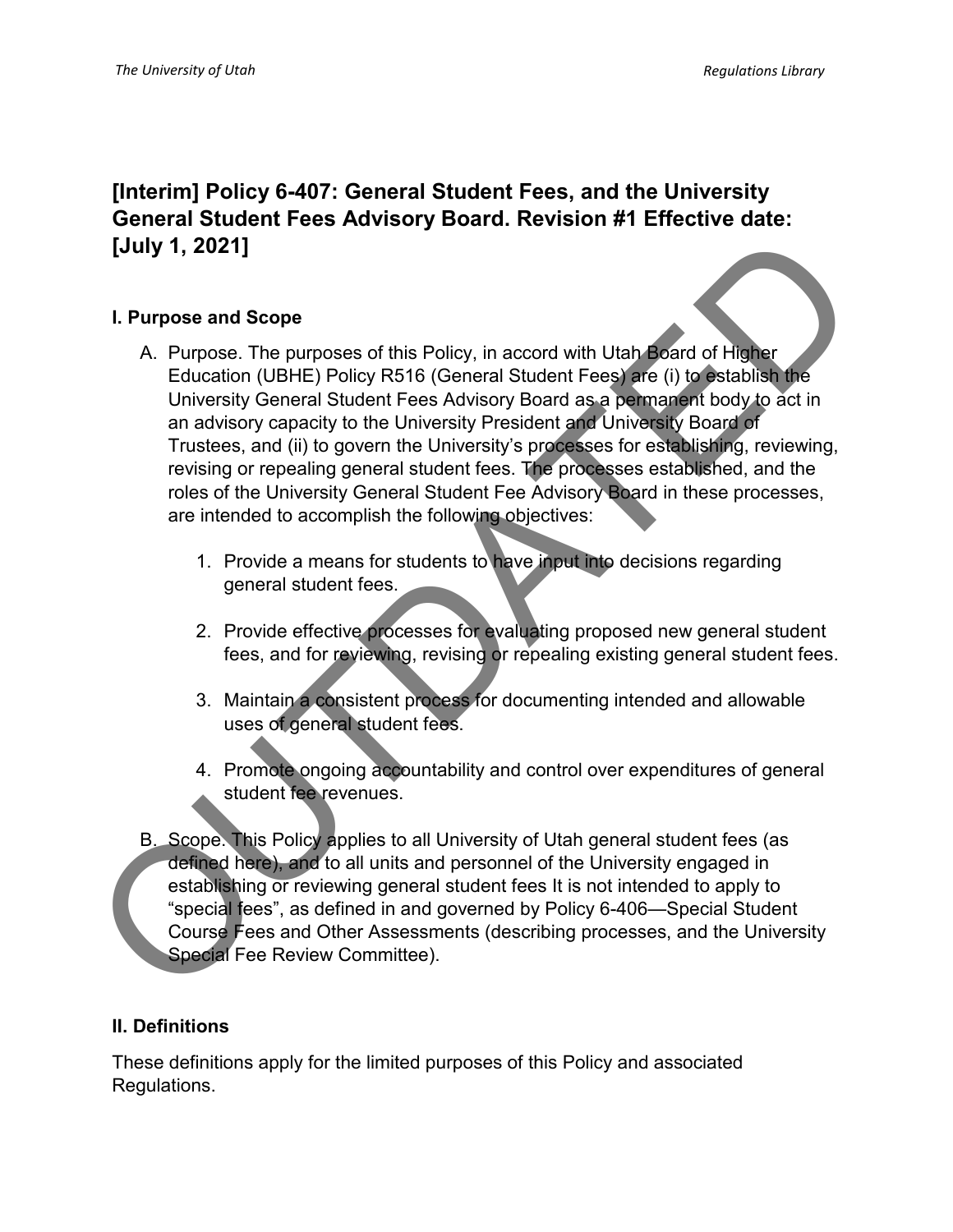# [Interim] Policy 6-407: General Student Fees, and the University General Student Fees Advisory Board. Revision #1 Effective date: [July 1, 2021]

## I. Purpose and Scope

A. Purpose. The purposes of this Policy, in accord with Utah Board of Higher Education (UBHE) Policy R516 (General Student Fees) are (i) to establish the University General Student Fees Advisory Board as a permanent body to act in an advisory capacity to the University President and University Board of Trustees, and (ii) to govern the University's processes for establishing, reviewing, revising or repealing general student fees. The processes established, and the roles of the University General Student Fee Advisory Board in these processes, are intended to accomplish the following objectives:

1. Provide a means for students to have input into decisions regarding general student fees.

2. Provide effective processes for evaluating proposed new general student fees, and for reviewing, revising or repealing existing general student fees.

3. Maintain a consistent process for documenting intended and allowable uses of general student fees.

4. Promote ongoing accountability and control over expenditures of general student fee revenues.

B. Scope. This Policy applies to all University of Utah general student fees (as defined here), and to all units and personnel of the University engaged in establishing or reviewing general student fees It is not intended to apply to "special fees", as defined in and governed by Policy 6-406—Special Student Course Fees and Other Assessments (describing processes, and the University Special Fee Review Committee).

## II. Definitions

These definitions apply for the limited purposes of this Policy and associated Regulations.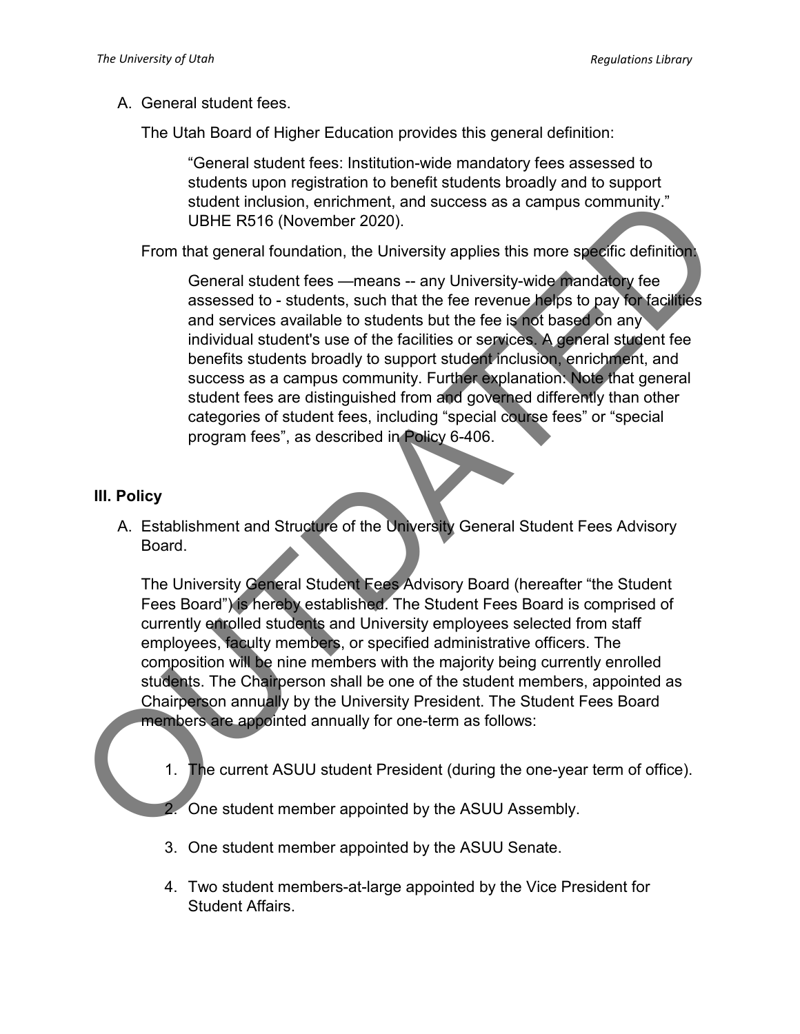A. General student fees.

The Utah Board of Higher Education provides this general definition:

> "General student fees: Institution-wide mandatory fees assessed to students upon registration to benefit students broadly and to support student inclusion, enrichment, and success as a campus community." UBHE R516 (November 2020).

From that general foundation, the University applies this more specific definition:

> General student fees —means -- any University-wide mandatory fee assessed to - students, such that the fee revenue helps to pay for facilities and services available to students but the fee is not based on any individual student's use of the facilities or services. A general student fee benefits students broadly to support student inclusion, enrichment, and success as a campus community. Further explanation: Note that general student fees are distinguished from and governed differently than other categories of student fees, including "special course fees" or "special program fees", as described in Policy 6-406.

## III. Policy

A. Establishment and Structure of the University General Student Fees Advisory Board.

The University General Student Fees Advisory Board (hereafter "the Student Fees Board") is hereby established. The Student Fees Board is comprised of currently enrolled students and University employees selected from staff employees, faculty members, or specified administrative officers. The composition will be nine members with the majority being currently enrolled students. The Chairperson shall be one of the student members, appointed as Chairperson annually by the University President. The Student Fees Board members are appointed annually for one-term as follows:

1. The current ASUU student President (during the one-year term of office).
2. One student member appointed by the ASUU Assembly.
3. One student member appointed by the ASUU Senate.
4. Two student members-at-large appointed by the Vice President for Student Affairs.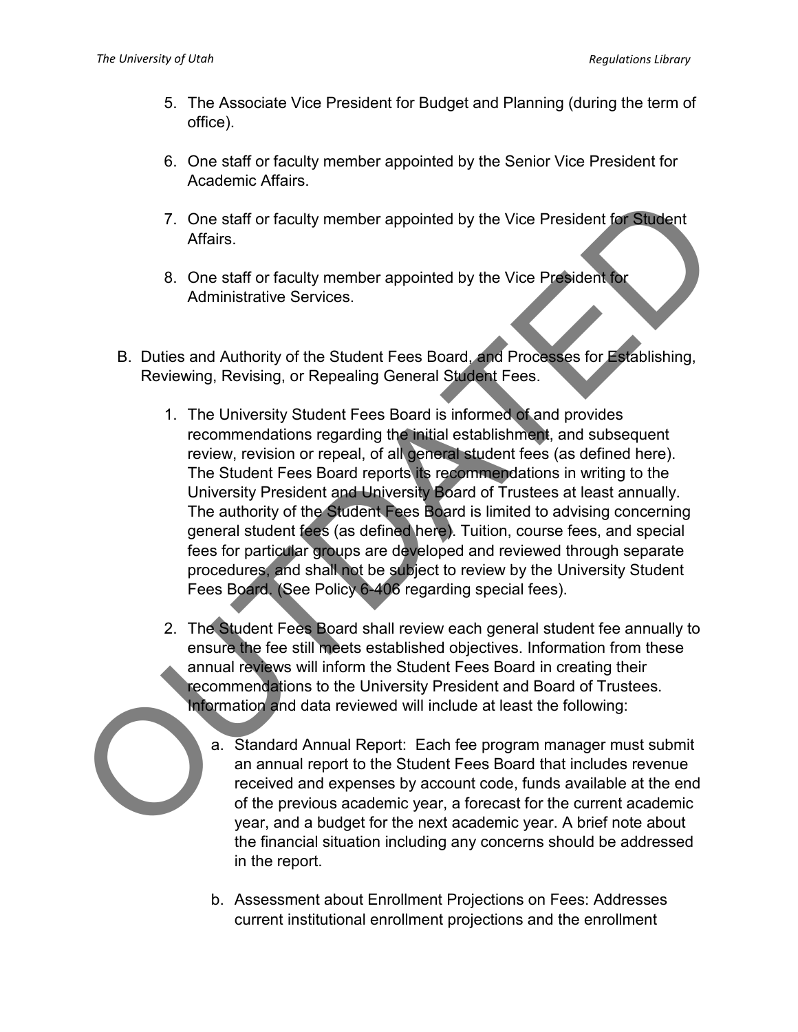5. The Associate Vice President for Budget and Planning (during the term of office).

6. One staff or faculty member appointed by the Senior Vice President for Academic Affairs.

7. One staff or faculty member appointed by the Vice President for Student Affairs.

8. One staff or faculty member appointed by the Vice President for Administrative Services.

B. Duties and Authority of the Student Fees Board, and Processes for Establishing, Reviewing, Revising, or Repealing General Student Fees.

   1. The University Student Fees Board is informed of and provides recommendations regarding the initial establishment, and subsequent review, revision or repeal, of all general student fees (as defined here). The Student Fees Board reports its recommendations in writing to the University President and University Board of Trustees at least annually. The authority of the Student Fees Board is limited to advising concerning general student fees (as defined here). Tuition, course fees, and special fees for particular groups are developed and reviewed through separate procedures, and shall not be subject to review by the University Student Fees Board. (See Policy 6-406 regarding special fees).

   2. The Student Fees Board shall review each general student fee annually to ensure the fee still meets established objectives. Information from these annual reviews will inform the Student Fees Board in creating their recommendations to the University President and Board of Trustees. Information and data reviewed will include at least the following:

      a. Standard Annual Report: Each fee program manager must submit an annual report to the Student Fees Board that includes revenue received and expenses by account code, funds available at the end of the previous academic year, a forecast for the current academic year, and a budget for the next academic year. A brief note about the financial situation including any concerns should be addressed in the report.

      b. Assessment about Enrollment Projections on Fees: Addresses current institutional enrollment projections and the enrollment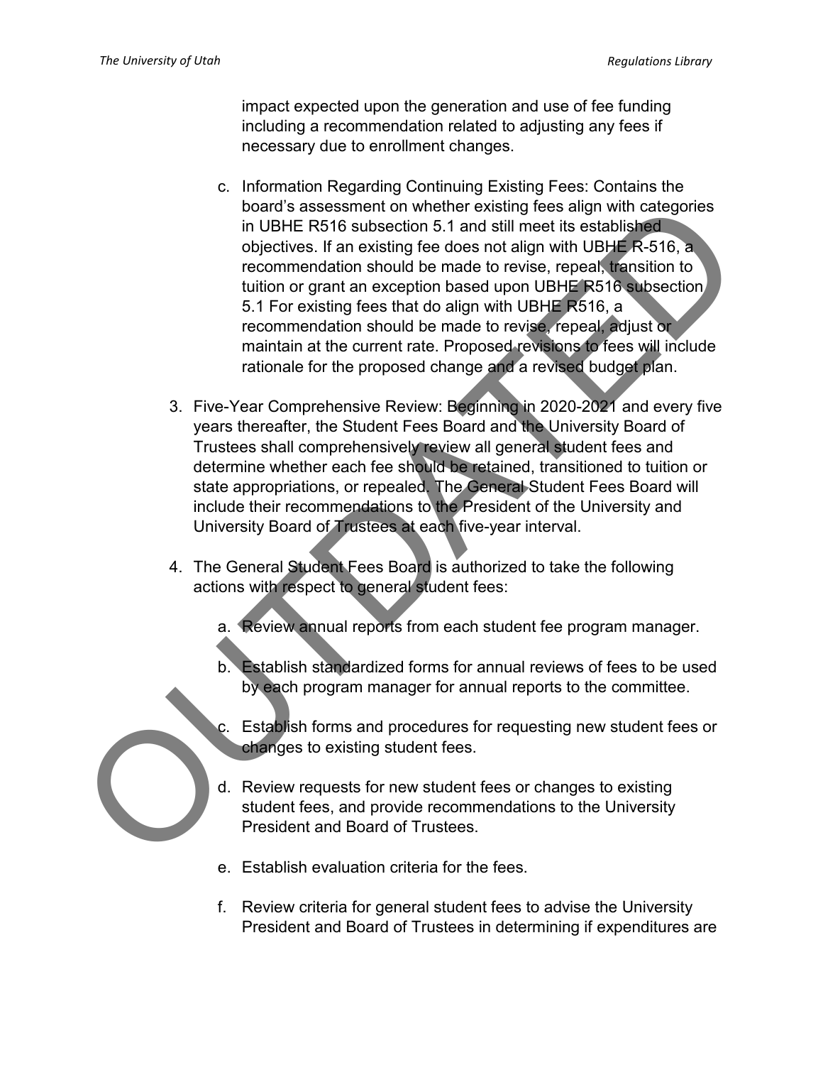impact expected upon the generation and use of fee funding including a recommendation related to adjusting any fees if necessary due to enrollment changes.

  c. Information Regarding Continuing Existing Fees: Contains the board's assessment on whether existing fees align with categories in UBHE R516 subsection 5.1 and still meet its established objectives. If an existing fee does not align with UBHE R-516, a recommendation should be made to revise, repeal, transition to tuition or grant an exception based upon UBHE R516 subsection 5.1 For existing fees that do align with UBHE R516, a recommendation should be made to revise, repeal, adjust or maintain at the current rate. Proposed revisions to fees will include rationale for the proposed change and a revised budget plan.

3. Five-Year Comprehensive Review: Beginning in 2020-2021 and every five years thereafter, the Student Fees Board and the University Board of Trustees shall comprehensively review all general student fees and determine whether each fee should be retained, transitioned to tuition or state appropriations, or repealed. The General Student Fees Board will include their recommendations to the President of the University and University Board of Trustees at each five-year interval.

4. The General Student Fees Board is authorized to take the following actions with respect to general student fees:

   a. Review annual reports from each student fee program manager.

   b. Establish standardized forms for annual reviews of fees to be used by each program manager for annual reports to the committee.

   c. Establish forms and procedures for requesting new student fees or changes to existing student fees.

   d. Review requests for new student fees or changes to existing student fees, and provide recommendations to the University President and Board of Trustees.

   e. Establish evaluation criteria for the fees.

   f. Review criteria for general student fees to advise the University President and Board of Trustees in determining if expenditures are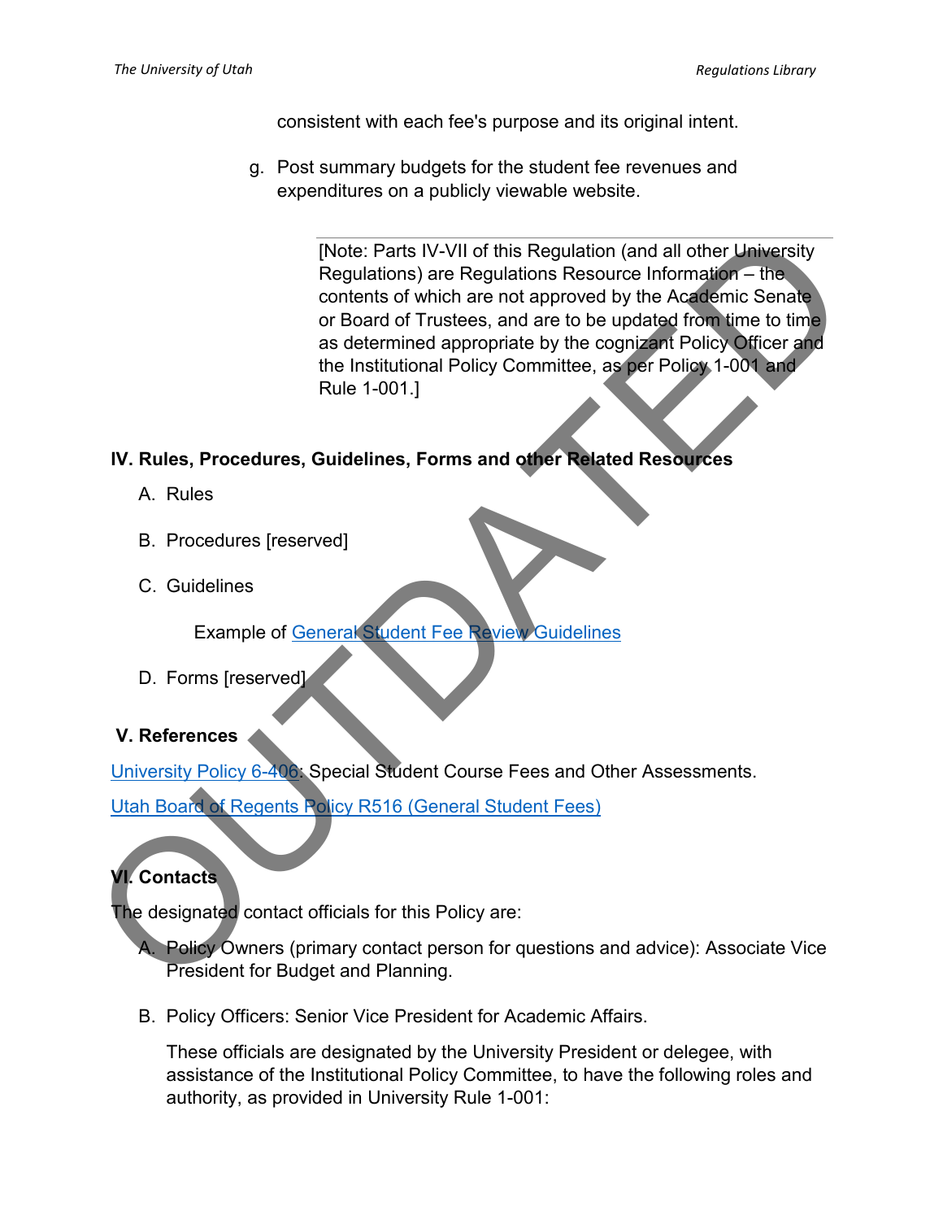consistent with each fee's purpose and its original intent.

g. Post summary budgets for the student fee revenues and expenditures on a publicly viewable website.

> [Note: Parts IV-VII of this Regulation (and all other University Regulations) are Regulations Resource Information – the contents of which are not approved by the Academic Senate or Board of Trustees, and are to be updated from time to time as determined appropriate by the cognizant Policy Officer and the Institutional Policy Committee, as per Policy 1-001 and Rule 1-001.]

## IV. Rules, Procedures, Guidelines, Forms and other Related Resources

A. Rules

B. Procedures [reserved]

C. Guidelines

Example of General Student Fee Review Guidelines

D. Forms [reserved]

## V. References

University Policy 6-406: Special Student Course Fees and Other Assessments.

Utah Board of Regents Policy R516 (General Student Fees)

## VI. Contacts

The designated contact officials for this Policy are:

A. Policy Owners (primary contact person for questions and advice): Associate Vice President for Budget and Planning.

B. Policy Officers: Senior Vice President for Academic Affairs.

These officials are designated by the University President or delegee, with assistance of the Institutional Policy Committee, to have the following roles and authority, as provided in University Rule 1-001: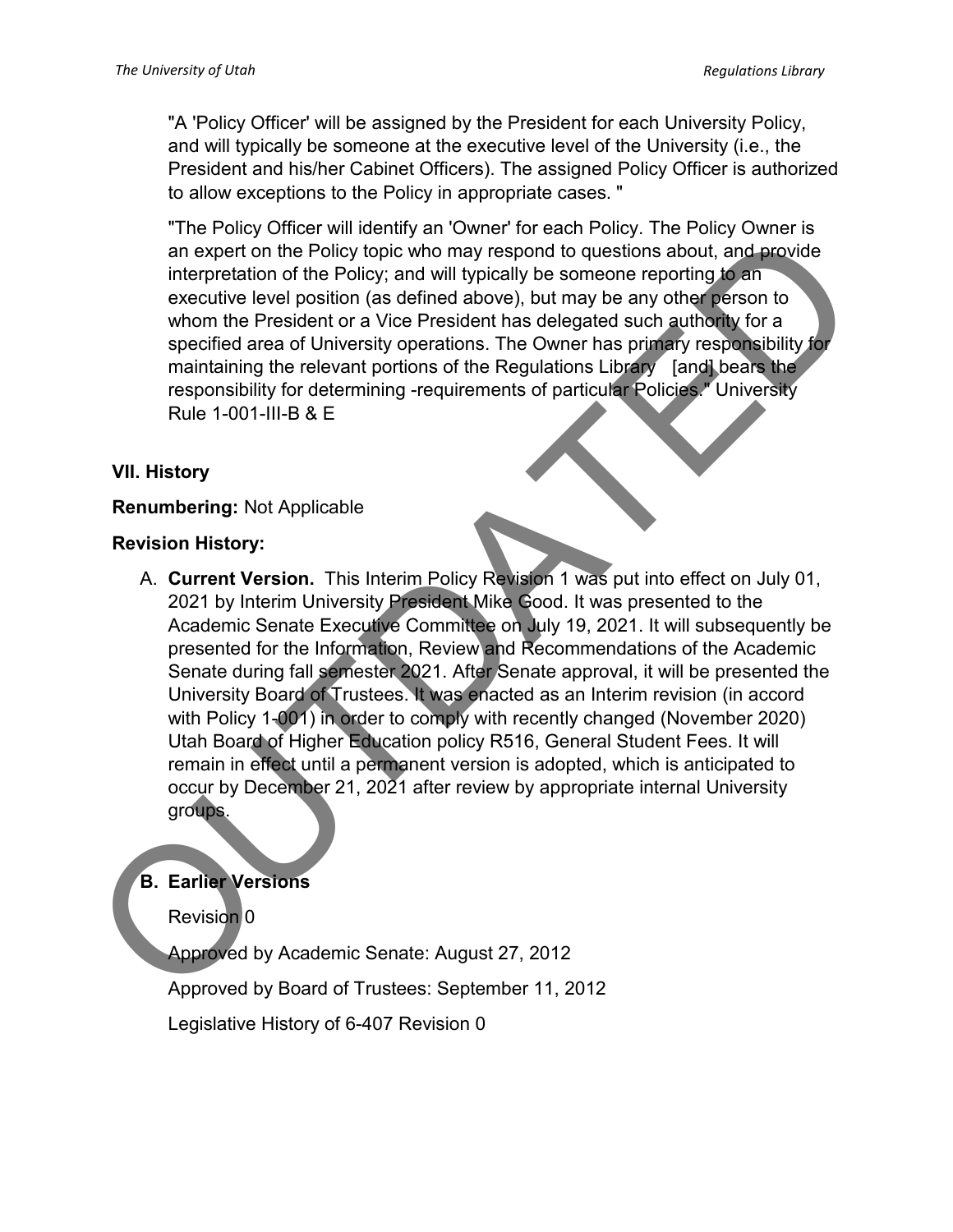"A 'Policy Officer' will be assigned by the President for each University Policy, and will typically be someone at the executive level of the University (i.e., the President and his/her Cabinet Officers). The assigned Policy Officer is authorized to allow exceptions to the Policy in appropriate cases. "

"The Policy Officer will identify an 'Owner' for each Policy. The Policy Owner is an expert on the Policy topic who may respond to questions about, and provide interpretation of the Policy; and will typically be someone reporting to an executive level position (as defined above), but may be any other person to whom the President or a Vice President has delegated such authority for a specified area of University operations. The Owner has primary responsibility for maintaining the relevant portions of the Regulations Library [and] bears the responsibility for determining -requirements of particular Policies." University Rule 1-001-III-B & E

### VII. History

**Renumbering:** Not Applicable

**Revision History:**

A. **Current Version.** This Interim Policy Revision 1 was put into effect on July 01, 2021 by Interim University President Mike Good. It was presented to the Academic Senate Executive Committee on July 19, 2021. It will subsequently be presented for the Information, Review and Recommendations of the Academic Senate during fall semester 2021. After Senate approval, it will be presented the University Board of Trustees. It was enacted as an Interim revision (in accord with Policy 1-001) in order to comply with recently changed (November 2020) Utah Board of Higher Education policy R516, General Student Fees. It will remain in effect until a permanent version is adopted, which is anticipated to occur by December 21, 2021 after review by appropriate internal University groups.

B. **Earlier Versions**

Revision 0

Approved by Academic Senate: August 27, 2012

Approved by Board of Trustees: September 11, 2012

Legislative History of 6-407 Revision 0